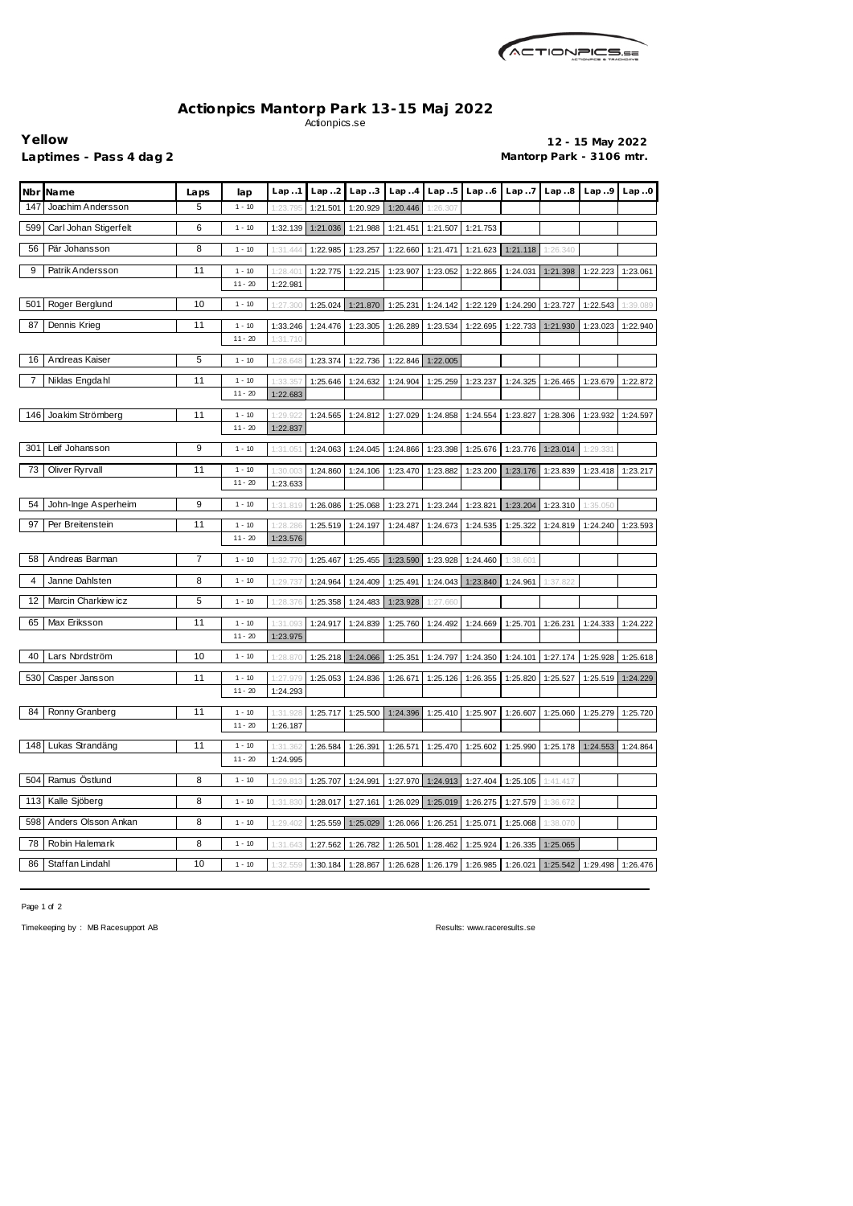# Actionpics Mantorp Park 13-15 Maj 2022

Actionpics.se

**Yellow**

**Laptimes - Pass 4 dag 2**

**12 - 15 May 2022**

**Mantorp Park - 3106 mtr.**

| Nbr | Name | Laps | lap | Lap..1 | Lap..2 | Lap..3 | Lap..4 | Lap..5 | Lap..6 | Lap..7 | Lap..8 | Lap..9 | Lap..0 |
|---|---|---|---|---|---|---|---|---|---|---|---|---|---|
| 147 | Joachim Andersson | 5 | 1 - 10 | 1:23.795 | 1:21.501 | 1:20.929 | 1:20.446 | 1:26.307 | | | | | |
| 599 | Carl Johan Stigerfelt | 6 | 1 - 10 | 1:32.139 | 1:21.036 | 1:21.988 | 1:21.451 | 1:21.507 | 1:21.753 | | | | |
| 56 | Pär Johansson | 8 | 1 - 10 | 1:31.444 | 1:22.985 | 1:23.257 | 1:22.660 | 1:21.471 | 1:21.623 | 1:21.118 | 1:26.340 | | |
| 9 | Patrik Andersson | 11 | 1 - 10 | 1:28.401 | 1:22.775 | 1:22.215 | 1:23.907 | 1:23.052 | 1:22.865 | 1:24.031 | 1:21.398 | 1:22.223 | 1:23.061 |
| | | | 11 - 20 | 1:22.981 | | | | | | | | | |
| 501 | Roger Berglund | 10 | 1 - 10 | 1:27.300 | 1:25.024 | 1:21.870 | 1:25.231 | 1:24.142 | 1:22.129 | 1:24.290 | 1:23.727 | 1:22.543 | 1:39.089 |
| 87 | Dennis Krieg | 11 | 1 - 10 | 1:33.246 | 1:24.476 | 1:23.305 | 1:26.289 | 1:23.534 | 1:22.695 | 1:22.733 | 1:21.930 | 1:23.023 | 1:22.940 |
| | | | 11 - 20 | 1:31.710 | | | | | | | | | |
| 16 | Andreas Kaiser | 5 | 1 - 10 | 1:28.648 | 1:23.374 | 1:22.736 | 1:22.846 | 1:22.005 | | | | | |
| 7 | Niklas Engdahl | 11 | 1 - 10 | 1:33.357 | 1:25.646 | 1:24.632 | 1:24.904 | 1:25.259 | 1:23.237 | 1:24.325 | 1:26.465 | 1:23.679 | 1:22.872 |
| | | | 11 - 20 | 1:22.683 | | | | | | | | | |
| 146 | Joakim Strömberg | 11 | 1 - 10 | 1:29.922 | 1:24.565 | 1:24.812 | 1:27.029 | 1:24.858 | 1:24.554 | 1:23.827 | 1:28.306 | 1:23.932 | 1:24.597 |
| | | | 11 - 20 | 1:22.837 | | | | | | | | | |
| 301 | Leif Johansson | 9 | 1 - 10 | 1:31.051 | 1:24.063 | 1:24.045 | 1:24.866 | 1:23.398 | 1:25.676 | 1:23.776 | 1:23.014 | 1:29.331 | |
| 73 | Oliver Ryrvall | 11 | 1 - 10 | 1:30.003 | 1:24.860 | 1:24.106 | 1:23.470 | 1:23.882 | 1:23.200 | 1:23.176 | 1:23.839 | 1:23.418 | 1:23.217 |
| | | | 11 - 20 | 1:23.633 | | | | | | | | | |
| 54 | John-Inge Asperheim | 9 | 1 - 10 | 1:31.819 | 1:26.086 | 1:25.068 | 1:23.271 | 1:23.244 | 1:23.821 | 1:23.204 | 1:23.310 | 1:35.050 | |
| 97 | Per Breitenstein | 11 | 1 - 10 | 1:28.286 | 1:25.519 | 1:24.197 | 1:24.487 | 1:24.673 | 1:24.535 | 1:25.322 | 1:24.819 | 1:24.240 | 1:23.593 |
| | | | 11 - 20 | 1:23.576 | | | | | | | | | |
| 58 | Andreas Barman | 7 | 1 - 10 | 1:32.770 | 1:25.467 | 1:25.455 | 1:23.590 | 1:23.928 | 1:24.460 | 1:38.601 | | | |
| 4 | Janne Dahlsten | 8 | 1 - 10 | 1:29.737 | 1:24.964 | 1:24.409 | 1:25.491 | 1:24.043 | 1:23.840 | 1:24.961 | 1:37.822 | | |
| 12 | Marcin Charkiewicz | 5 | 1 - 10 | 1:28.376 | 1:25.358 | 1:24.483 | 1:23.928 | 1:27.660 | | | | | |
| 65 | Max Eriksson | 11 | 1 - 10 | 1:31.093 | 1:24.917 | 1:24.839 | 1:25.760 | 1:24.492 | 1:24.669 | 1:25.701 | 1:26.231 | 1:24.333 | 1:24.222 |
| | | | 11 - 20 | 1:23.975 | | | | | | | | | |
| 40 | Lars Nordström | 10 | 1 - 10 | 1:28.870 | 1:25.218 | 1:24.066 | 1:25.351 | 1:24.797 | 1:24.350 | 1:24.101 | 1:27.174 | 1:25.928 | 1:25.618 |
| 530 | Casper Jansson | 11 | 1 - 10 | 1:27.979 | 1:25.053 | 1:24.836 | 1:26.671 | 1:25.126 | 1:26.355 | 1:25.820 | 1:25.527 | 1:25.519 | 1:24.229 |
| | | | 11 - 20 | 1:24.293 | | | | | | | | | |
| 84 | Ronny Granberg | 11 | 1 - 10 | 1:31.928 | 1:25.717 | 1:25.500 | 1:24.396 | 1:25.410 | 1:25.907 | 1:26.607 | 1:25.060 | 1:25.279 | 1:25.720 |
| | | | 11 - 20 | 1:26.187 | | | | | | | | | |
| 148 | Lukas Strandäng | 11 | 1 - 10 | 1:31.362 | 1:26.584 | 1:26.391 | 1:26.571 | 1:25.470 | 1:25.602 | 1:25.990 | 1:25.178 | 1:24.553 | 1:24.864 |
| | | | 11 - 20 | 1:24.995 | | | | | | | | | |
| 504 | Ramus Östlund | 8 | 1 - 10 | 1:29.813 | 1:25.707 | 1:24.991 | 1:27.970 | 1:24.913 | 1:27.404 | 1:25.105 | 1:41.417 | | |
| 113 | Kalle Sjöberg | 8 | 1 - 10 | 1:31.830 | 1:28.017 | 1:27.161 | 1:26.029 | 1:25.019 | 1:26.275 | 1:27.579 | 1:36.672 | | |
| 598 | Anders Olsson Ankan | 8 | 1 - 10 | 1:29.402 | 1:25.559 | 1:25.029 | 1:26.066 | 1:26.251 | 1:25.071 | 1:25.068 | 1:38.070 | | |
| 78 | Robin Halemark | 8 | 1 - 10 | 1:31.643 | 1:27.562 | 1:26.782 | 1:26.501 | 1:28.462 | 1:25.924 | 1:26.335 | 1:25.065 | | |
| 86 | Staffan Lindahl | 10 | 1 - 10 | 1:32.559 | 1:30.184 | 1:28.867 | 1:26.628 | 1:26.179 | 1:26.985 | 1:26.021 | 1:25.542 | 1:29.498 | 1:26.476 |

Timekeeping by : MB Racesupport AB

Results: www.raceresults.se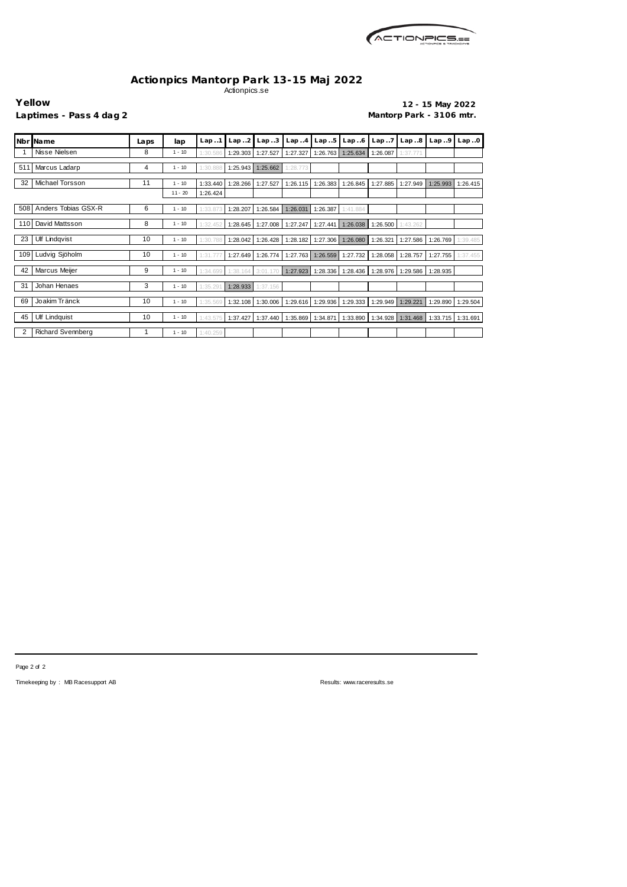# Actionpics Mantorp Park 13-15 Maj 2022

Actionpics.se

**Yellow**

**Laptimes - Pass 4 dag 2**

**12 - 15 May 2022**

**Mantorp Park - 3106 mtr.**

| Nbr | Name | Laps | lap | Lap..1 | Lap..2 | Lap..3 | Lap..4 | Lap..5 | Lap..6 | Lap..7 | Lap..8 | Lap..9 | Lap..0 |
|---|---|---|---|---|---|---|---|---|---|---|---|---|---|
| 1 | Nisse Nielsen | 8 | 1 - 10 | 1:30.586 | 1:29.303 | 1:27.527 | 1:27.327 | 1:26.763 | 1:25.634 | 1:26.087 | 1:37.771 | | |
| 511 | Marcus Ladarp | 4 | 1 - 10 | 1:30.888 | 1:25.943 | 1:25.662 | 1:28.773 | | | | | | |
| 32 | Michael Torsson | 11 | 1 - 10 | 1:33.440 | 1:28.266 | 1:27.527 | 1:26.115 | 1:26.383 | 1:26.845 | 1:27.885 | 1:27.949 | 1:25.993 | 1:26.415 |
| | | | 11 - 20 | 1:26.424 | | | | | | | | | |
| 508 | Anders Tobias GSX-R | 6 | 1 - 10 | 1:33.873 | 1:28.207 | 1:26.584 | 1:26.031 | 1:26.387 | 1:41.884 | | | | |
| 110 | David Mattsson | 8 | 1 - 10 | 1:32.452 | 1:28.645 | 1:27.008 | 1:27.247 | 1:27.441 | 1:26.038 | 1:26.500 | 1:43.262 | | |
| 23 | Ulf Lindqvist | 10 | 1 - 10 | 1:30.788 | 1:28.042 | 1:26.428 | 1:28.182 | 1:27.306 | 1:26.080 | 1:26.321 | 1:27.586 | 1:26.769 | 1:39.485 |
| 109 | Ludvig Sjöholm | 10 | 1 - 10 | 1:31.777 | 1:27.649 | 1:26.774 | 1:27.763 | 1:26.559 | 1:27.732 | 1:28.058 | 1:28.757 | 1:27.755 | 1:37.455 |
| 42 | Marcus Meijer | 9 | 1 - 10 | 1:34.699 | 1:38.164 | 3:01.170 | 1:27.923 | 1:28.336 | 1:28.436 | 1:28.976 | 1:29.586 | 1:28.935 | |
| 31 | Johan Henaes | 3 | 1 - 10 | 1:35.291 | 1:28.933 | 1:37.156 | | | | | | | |
| 69 | Joakim Tränck | 10 | 1 - 10 | 1:35.569 | 1:32.108 | 1:30.006 | 1:29.616 | 1:29.936 | 1:29.333 | 1:29.949 | 1:29.221 | 1:29.890 | 1:29.504 |
| 45 | Ulf Lindquist | 10 | 1 - 10 | 1:43.575 | 1:37.427 | 1:37.440 | 1:35.869 | 1:34.871 | 1:33.890 | 1:34.928 | 1:31.468 | 1:33.715 | 1:31.691 |
| 2 | Richard Svennberg | 1 | 1 - 10 | 1:40.259 | | | | | | | | | |

Timekeeping by : MB Racesupport AB

Results: www.raceresults.se